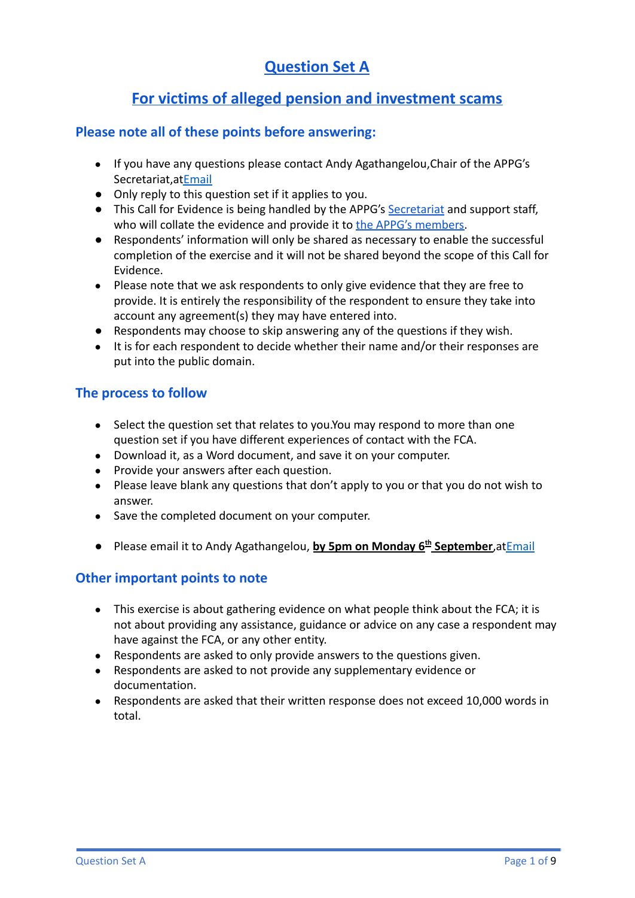# Question Set A

## For victims of alleged pension and investment scams

### Please note all of these points before answering:

- If you have any questions please contact Andy Agathangelou,Chair of the APPG's Secretariat,atEmail
- Only reply to this question set if it applies to you.
- This Call for Evidence is being handled by the APPG's Secretariat and support staff, who will collate the evidence and provide it to the APPG's members.
- Respondents' information will only be shared as necessary to enable the successful completion of the exercise and it will not be shared beyond the scope of this Call for Evidence.
- Please note that we ask respondents to only give evidence that they are free to provide. It is entirely the responsibility of the respondent to ensure they take into account any agreement(s) they may have entered into.
- Respondents may choose to skip answering any of the questions if they wish.
- It is for each respondent to decide whether their name and/or their responses are put into the public domain.

### The process to follow

- Select the question set that relates to you.You may respond to more than one question set if you have different experiences of contact with the FCA.
- Download it, as a Word document, and save it on your computer.
- Provide your answers after each question.
- Please leave blank any questions that don't apply to you or that you do not wish to answer.
- Save the completed document on your computer.
- Please email it to Andy Agathangelou, **by 5pm on Monday 6th September**,atEmail

### Other important points to note

- This exercise is about gathering evidence on what people think about the FCA; it is not about providing any assistance, guidance or advice on any case a respondent may have against the FCA, or any other entity.
- Respondents are asked to only provide answers to the questions given.
- Respondents are asked to not provide any supplementary evidence or documentation.
- Respondents are asked that their written response does not exceed 10,000 words in total.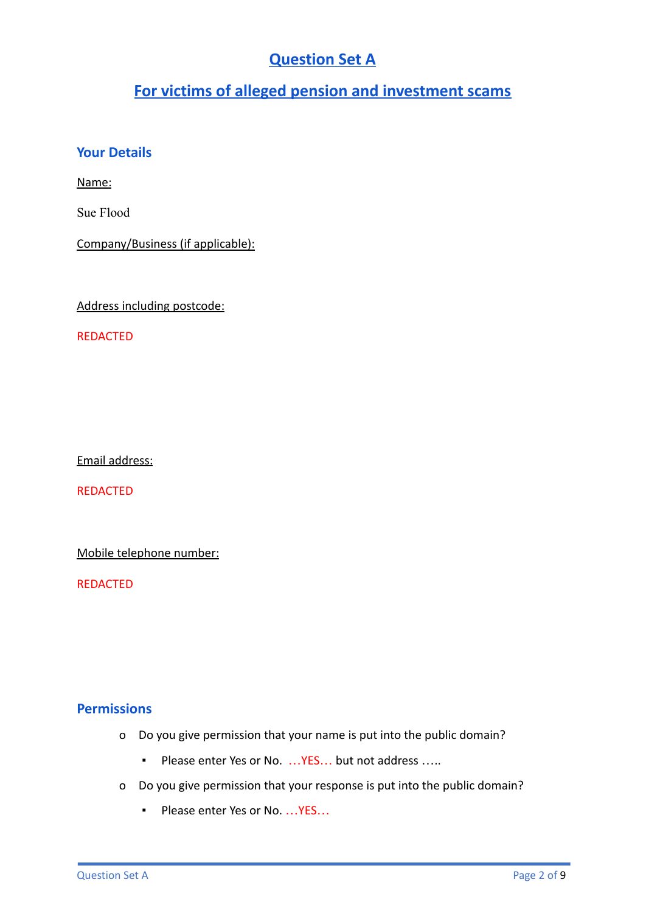# Question Set A

## For victims of alleged pension and investment scams

### Your Details

Name:

Sue Flood

Company/Business (if applicable):

Address including postcode:

REDACTED

Email address:

REDACTED

Mobile telephone number:

REDACTED

### Permissions

- Do you give permission that your name is put into the public domain?
  - Please enter Yes or No. …YES… but not address …..
- Do you give permission that your response is put into the public domain?
  - Please enter Yes or No. …YES…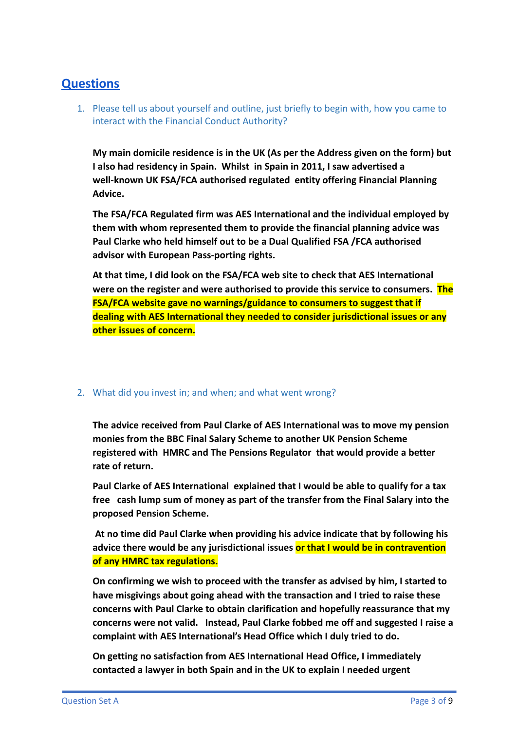## Questions

1. Please tell us about yourself and outline, just briefly to begin with, how you came to interact with the Financial Conduct Authority?

**My main domicile residence is in the UK (As per the Address given on the form) but I also had residency in Spain. Whilst in Spain in 2011, I saw advertised a well-known UK FSA/FCA authorised regulated entity offering Financial Planning Advice.**

**The FSA/FCA Regulated firm was AES International and the individual employed by them with whom represented them to provide the financial planning advice was Paul Clarke who held himself out to be a Dual Qualified FSA /FCA authorised advisor with European Pass-porting rights.**

**At that time, I did look on the FSA/FCA web site to check that AES International were on the register and were authorised to provide this service to consumers. The FSA/FCA website gave no warnings/guidance to consumers to suggest that if dealing with AES International they needed to consider jurisdictional issues or any other issues of concern.**

2. What did you invest in; and when; and what went wrong?

**The advice received from Paul Clarke of AES International was to move my pension monies from the BBC Final Salary Scheme to another UK Pension Scheme registered with HMRC and The Pensions Regulator that would provide a better rate of return.**

**Paul Clarke of AES International explained that I would be able to qualify for a tax free cash lump sum of money as part of the transfer from the Final Salary into the proposed Pension Scheme.**

**At no time did Paul Clarke when providing his advice indicate that by following his advice there would be any jurisdictional issues or that I would be in contravention of any HMRC tax regulations.**

**On confirming we wish to proceed with the transfer as advised by him, I started to have misgivings about going ahead with the transaction and I tried to raise these concerns with Paul Clarke to obtain clarification and hopefully reassurance that my concerns were not valid. Instead, Paul Clarke fobbed me off and suggested I raise a complaint with AES International's Head Office which I duly tried to do.**

**On getting no satisfaction from AES International Head Office, I immediately contacted a lawyer in both Spain and in the UK to explain I needed urgent**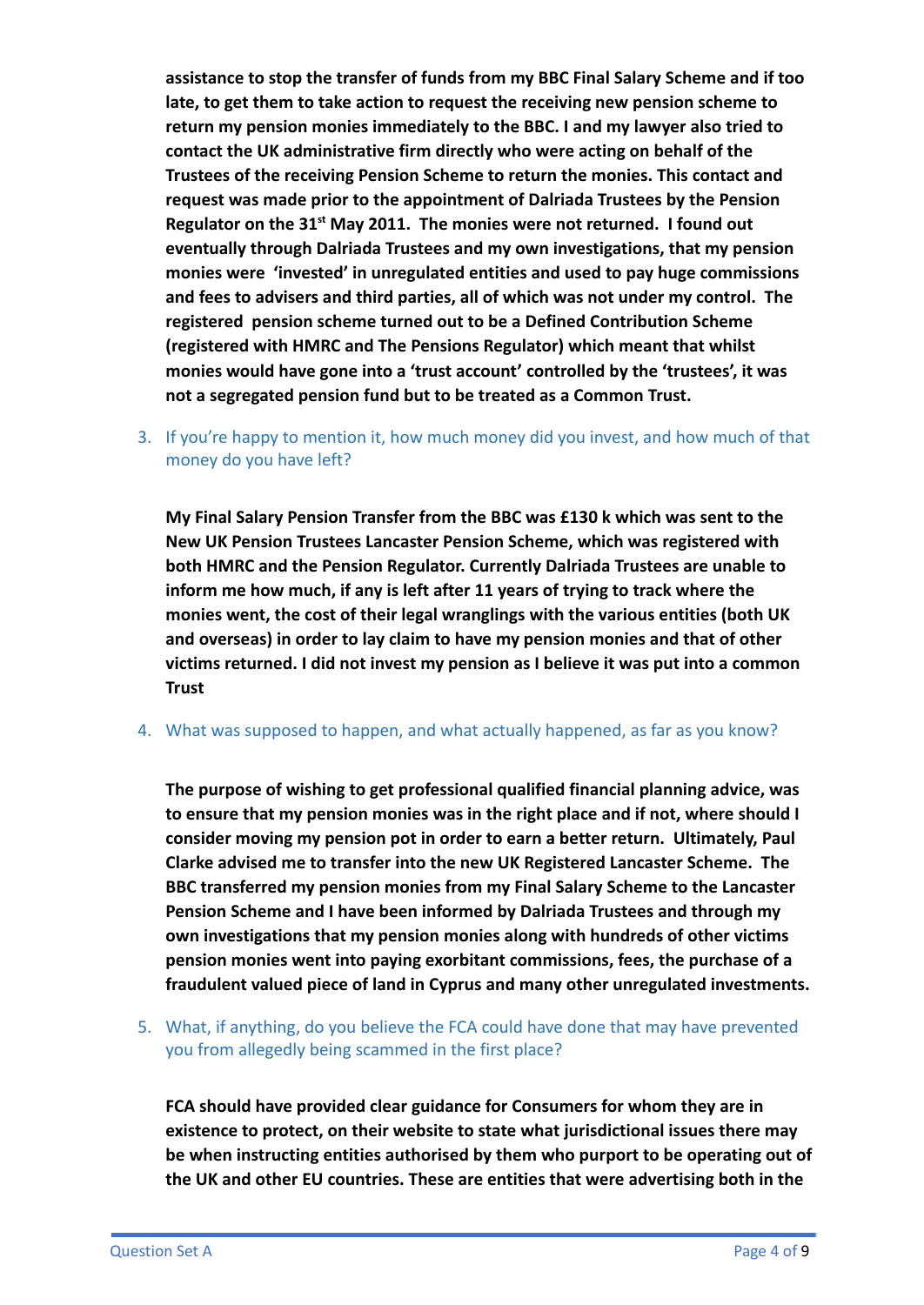**assistance to stop the transfer of funds from my BBC Final Salary Scheme and if too late, to get them to take action to request the receiving new pension scheme to return my pension monies immediately to the BBC. I and my lawyer also tried to contact the UK administrative firm directly who were acting on behalf of the Trustees of the receiving Pension Scheme to return the monies. This contact and request was made prior to the appointment of Dalriada Trustees by the Pension Regulator on the 31st May 2011. The monies were not returned. I found out eventually through Dalriada Trustees and my own investigations, that my pension monies were 'invested' in unregulated entities and used to pay huge commissions and fees to advisers and third parties, all of which was not under my control. The registered pension scheme turned out to be a Defined Contribution Scheme (registered with HMRC and The Pensions Regulator) which meant that whilst monies would have gone into a 'trust account' controlled by the 'trustees', it was not a segregated pension fund but to be treated as a Common Trust.**

3. If you're happy to mention it, how much money did you invest, and how much of that money do you have left?

   **My Final Salary Pension Transfer from the BBC was £130 k which was sent to the New UK Pension Trustees Lancaster Pension Scheme, which was registered with both HMRC and the Pension Regulator. Currently Dalriada Trustees are unable to inform me how much, if any is left after 11 years of trying to track where the monies went, the cost of their legal wranglings with the various entities (both UK and overseas) in order to lay claim to have my pension monies and that of other victims returned. I did not invest my pension as I believe it was put into a common Trust**

4. What was supposed to happen, and what actually happened, as far as you know?

   **The purpose of wishing to get professional qualified financial planning advice, was to ensure that my pension monies was in the right place and if not, where should I consider moving my pension pot in order to earn a better return. Ultimately, Paul Clarke advised me to transfer into the new UK Registered Lancaster Scheme. The BBC transferred my pension monies from my Final Salary Scheme to the Lancaster Pension Scheme and I have been informed by Dalriada Trustees and through my own investigations that my pension monies along with hundreds of other victims pension monies went into paying exorbitant commissions, fees, the purchase of a fraudulent valued piece of land in Cyprus and many other unregulated investments.**

5. What, if anything, do you believe the FCA could have done that may have prevented you from allegedly being scammed in the first place?

   **FCA should have provided clear guidance for Consumers for whom they are in existence to protect, on their website to state what jurisdictional issues there may be when instructing entities authorised by them who purport to be operating out of the UK and other EU countries. These are entities that were advertising both in the**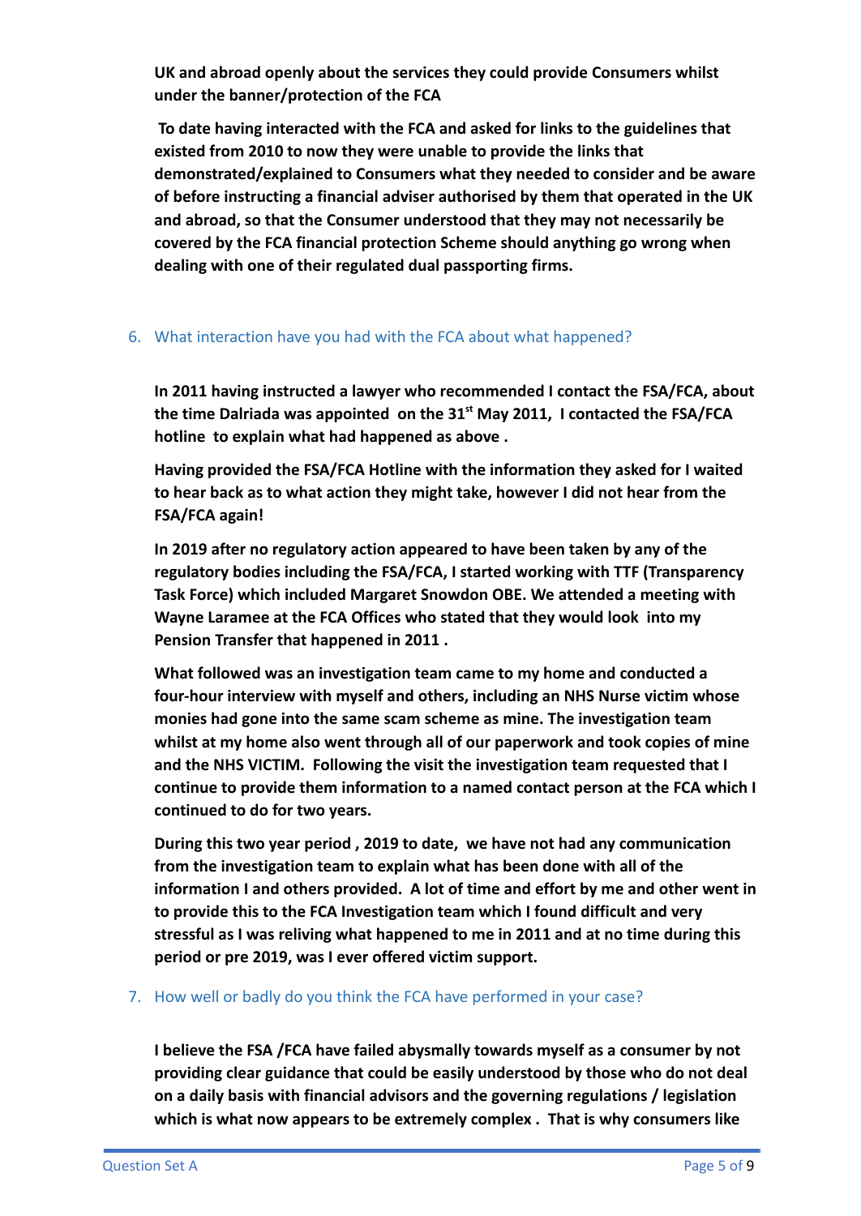**UK and abroad openly about the services they could provide Consumers whilst under the banner/protection of the FCA**

**To date having interacted with the FCA and asked for links to the guidelines that existed from 2010 to now they were unable to provide the links that demonstrated/explained to Consumers what they needed to consider and be aware of before instructing a financial adviser authorised by them that operated in the UK and abroad, so that the Consumer understood that they may not necessarily be covered by the FCA financial protection Scheme should anything go wrong when dealing with one of their regulated dual passporting firms.**

6. What interaction have you had with the FCA about what happened?

**In 2011 having instructed a lawyer who recommended I contact the FSA/FCA, about the time Dalriada was appointed on the 31st May 2011, I contacted the FSA/FCA hotline to explain what had happened as above .**

**Having provided the FSA/FCA Hotline with the information they asked for I waited to hear back as to what action they might take, however I did not hear from the FSA/FCA again!**

**In 2019 after no regulatory action appeared to have been taken by any of the regulatory bodies including the FSA/FCA, I started working with TTF (Transparency Task Force) which included Margaret Snowdon OBE. We attended a meeting with Wayne Laramee at the FCA Offices who stated that they would look into my Pension Transfer that happened in 2011 .**

**What followed was an investigation team came to my home and conducted a four-hour interview with myself and others, including an NHS Nurse victim whose monies had gone into the same scam scheme as mine. The investigation team whilst at my home also went through all of our paperwork and took copies of mine and the NHS VICTIM. Following the visit the investigation team requested that I continue to provide them information to a named contact person at the FCA which I continued to do for two years.**

**During this two year period , 2019 to date, we have not had any communication from the investigation team to explain what has been done with all of the information I and others provided. A lot of time and effort by me and other went in to provide this to the FCA Investigation team which I found difficult and very stressful as I was reliving what happened to me in 2011 and at no time during this period or pre 2019, was I ever offered victim support.**

7. How well or badly do you think the FCA have performed in your case?

**I believe the FSA /FCA have failed abysmally towards myself as a consumer by not providing clear guidance that could be easily understood by those who do not deal on a daily basis with financial advisors and the governing regulations / legislation which is what now appears to be extremely complex . That is why consumers like**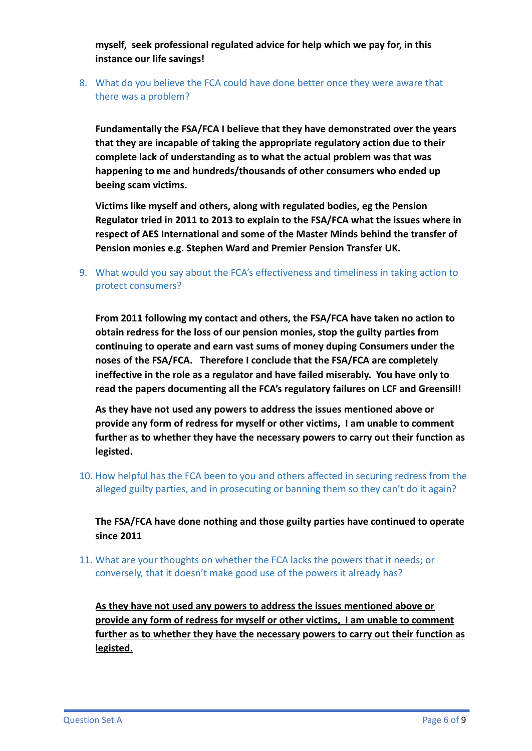**myself, seek professional regulated advice for help which we pay for, in this instance our life savings!**

8. What do you believe the FCA could have done better once they were aware that there was a problem?

    **Fundamentally the FSA/FCA I believe that they have demonstrated over the years that they are incapable of taking the appropriate regulatory action due to their complete lack of understanding as to what the actual problem was that was happening to me and hundreds/thousands of other consumers who ended up beeing scam victims.**

    **Victims like myself and others, along with regulated bodies, eg the Pension Regulator tried in 2011 to 2013 to explain to the FSA/FCA what the issues where in respect of AES International and some of the Master Minds behind the transfer of Pension monies e.g. Stephen Ward and Premier Pension Transfer UK.**

9. What would you say about the FCA's effectiveness and timeliness in taking action to protect consumers?

    **From 2011 following my contact and others, the FSA/FCA have taken no action to obtain redress for the loss of our pension monies, stop the guilty parties from continuing to operate and earn vast sums of money duping Consumers under the noses of the FSA/FCA. Therefore I conclude that the FSA/FCA are completely ineffective in the role as a regulator and have failed miserably. You have only to read the papers documenting all the FCA's regulatory failures on LCF and Greensill!**

    **As they have not used any powers to address the issues mentioned above or provide any form of redress for myself or other victims, I am unable to comment further as to whether they have the necessary powers to carry out their function as legisted.**

10. How helpful has the FCA been to you and others affected in securing redress from the alleged guilty parties, and in prosecuting or banning them so they can't do it again?

    **The FSA/FCA have done nothing and those guilty parties have continued to operate since 2011**

11. What are your thoughts on whether the FCA lacks the powers that it needs; or conversely, that it doesn't make good use of the powers it already has?

    **<u>As they have not used any powers to address the issues mentioned above or provide any form of redress for myself or other victims, I am unable to comment further as to whether they have the necessary powers to carry out their function as legisted.</u>**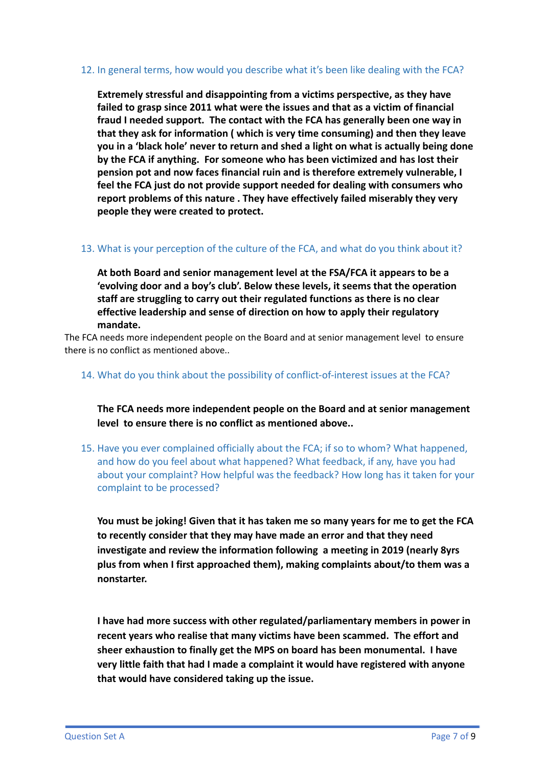12. In general terms, how would you describe what it's been like dealing with the FCA?

**Extremely stressful and disappointing from a victims perspective, as they have failed to grasp since 2011 what were the issues and that as a victim of financial fraud I needed support. The contact with the FCA has generally been one way in that they ask for information ( which is very time consuming) and then they leave you in a 'black hole' never to return and shed a light on what is actually being done by the FCA if anything. For someone who has been victimized and has lost their pension pot and now faces financial ruin and is therefore extremely vulnerable, I feel the FCA just do not provide support needed for dealing with consumers who report problems of this nature . They have effectively failed miserably they very people they were created to protect.**

13. What is your perception of the culture of the FCA, and what do you think about it?

**At both Board and senior management level at the FSA/FCA it appears to be a 'evolving door and a boy's club'. Below these levels, it seems that the operation staff are struggling to carry out their regulated functions as there is no clear effective leadership and sense of direction on how to apply their regulatory mandate.**

The FCA needs more independent people on the Board and at senior management level to ensure there is no conflict as mentioned above..

14. What do you think about the possibility of conflict-of-interest issues at the FCA?

**The FCA needs more independent people on the Board and at senior management level to ensure there is no conflict as mentioned above..**

15. Have you ever complained officially about the FCA; if so to whom? What happened, and how do you feel about what happened? What feedback, if any, have you had about your complaint? How helpful was the feedback? How long has it taken for your complaint to be processed?

**You must be joking! Given that it has taken me so many years for me to get the FCA to recently consider that they may have made an error and that they need investigate and review the information following a meeting in 2019 (nearly 8yrs plus from when I first approached them), making complaints about/to them was a nonstarter.**

**I have had more success with other regulated/parliamentary members in power in recent years who realise that many victims have been scammed. The effort and sheer exhaustion to finally get the MPS on board has been monumental. I have very little faith that had I made a complaint it would have registered with anyone that would have considered taking up the issue.**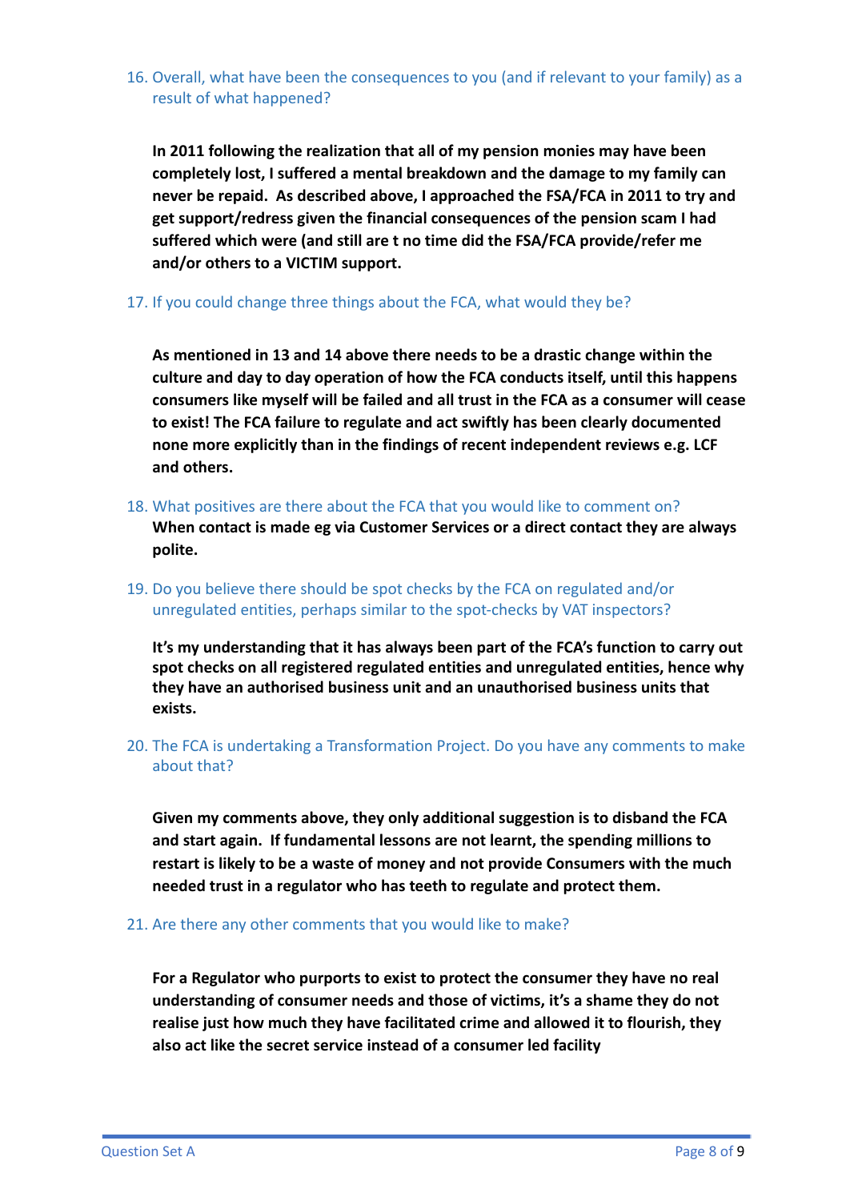16. Overall, what have been the consequences to you (and if relevant to your family) as a result of what happened?

**In 2011 following the realization that all of my pension monies may have been completely lost, I suffered a mental breakdown and the damage to my family can never be repaid. As described above, I approached the FSA/FCA in 2011 to try and get support/redress given the financial consequences of the pension scam I had suffered which were (and still are t no time did the FSA/FCA provide/refer me and/or others to a VICTIM support.**

17. If you could change three things about the FCA, what would they be?

**As mentioned in 13 and 14 above there needs to be a drastic change within the culture and day to day operation of how the FCA conducts itself, until this happens consumers like myself will be failed and all trust in the FCA as a consumer will cease to exist! The FCA failure to regulate and act swiftly has been clearly documented none more explicitly than in the findings of recent independent reviews e.g. LCF and others.**

18. What positives are there about the FCA that you would like to comment on?
**When contact is made eg via Customer Services or a direct contact they are always polite.**

19. Do you believe there should be spot checks by the FCA on regulated and/or unregulated entities, perhaps similar to the spot-checks by VAT inspectors?

**It's my understanding that it has always been part of the FCA's function to carry out spot checks on all registered regulated entities and unregulated entities, hence why they have an authorised business unit and an unauthorised business units that exists.**

20. The FCA is undertaking a Transformation Project. Do you have any comments to make about that?

**Given my comments above, they only additional suggestion is to disband the FCA and start again. If fundamental lessons are not learnt, the spending millions to restart is likely to be a waste of money and not provide Consumers with the much needed trust in a regulator who has teeth to regulate and protect them.**

21. Are there any other comments that you would like to make?

**For a Regulator who purports to exist to protect the consumer they have no real understanding of consumer needs and those of victims, it's a shame they do not realise just how much they have facilitated crime and allowed it to flourish, they also act like the secret service instead of a consumer led facility**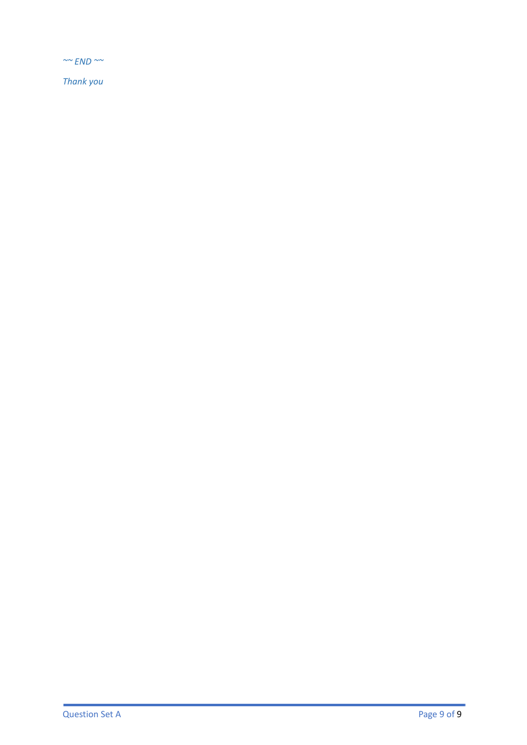*~~ END ~~*

*Thank you*